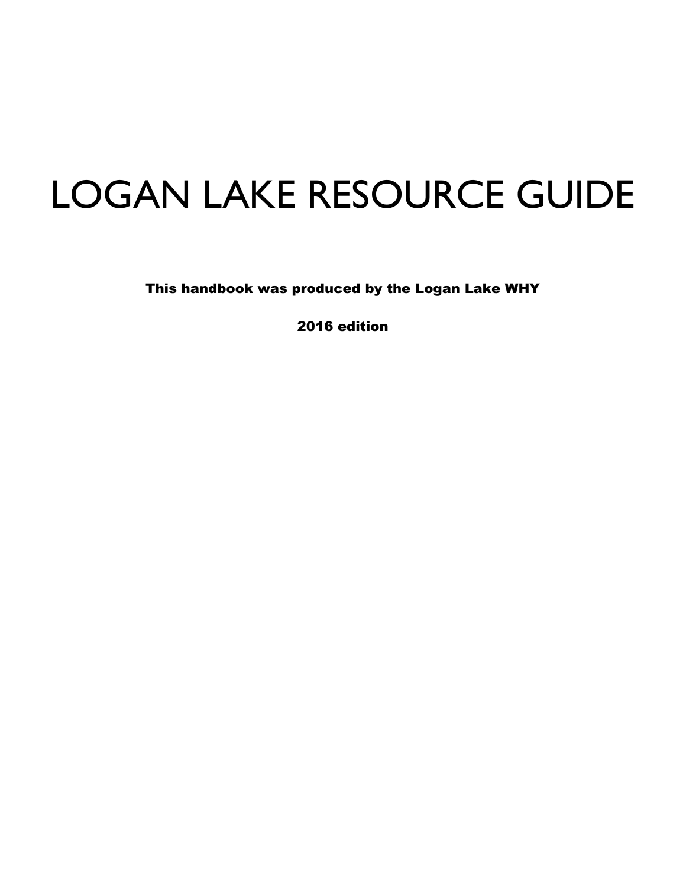# LOGAN LAKE RESOURCE GUIDE

**This handbook was produced by the Logan Lake WHY**

**2016 edition**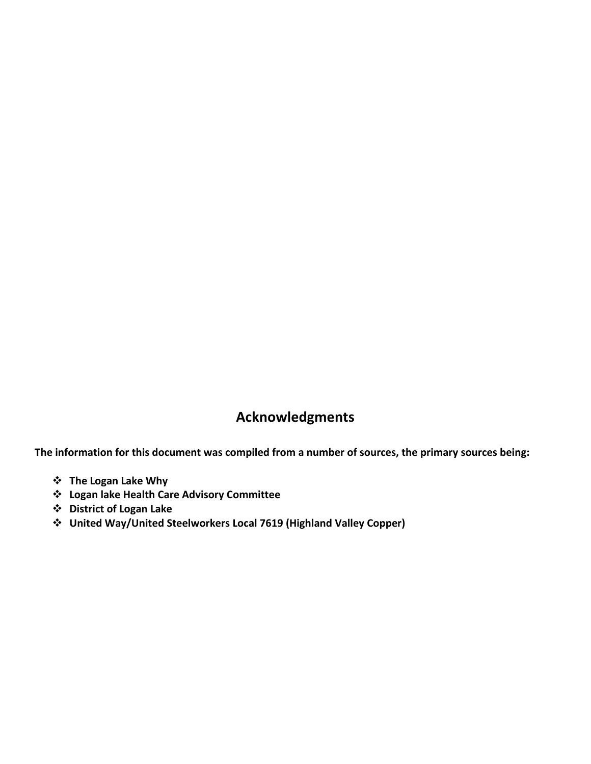## Acknowledgments

**The information for this document was compiled from a number of sources, the primary sources being:**

- **The Logan Lake Why**
- **Logan lake Health Care Advisory Committee**
- **District of Logan Lake**
- **United Way/United Steelworkers Local 7619 (Highland Valley Copper)**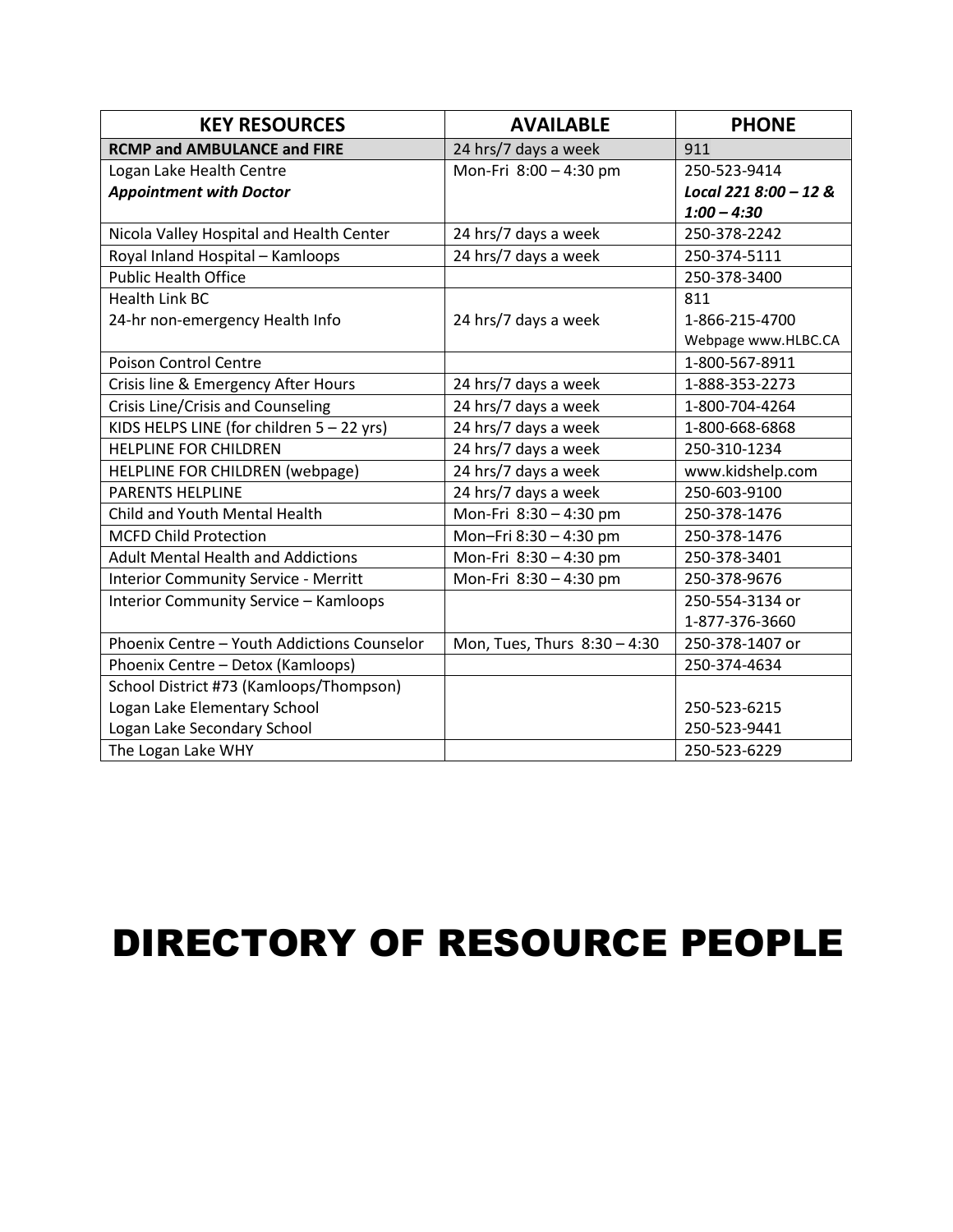| **KEY RESOURCES** | **AVAILABLE** | **PHONE** |
|---|---|---|
| **RCMP and AMBULANCE and FIRE** | 24 hrs/7 days a week | 911 |
| Logan Lake Health Centre<br>***Appointment with Doctor*** | Mon-Fri 8:00 – 4:30 pm | 250-523-9414<br>***Local 221 8:00 – 12 & 1:00 – 4:30*** |
| Nicola Valley Hospital and Health Center | 24 hrs/7 days a week | 250-378-2242 |
| Royal Inland Hospital – Kamloops | 24 hrs/7 days a week | 250-374-5111 |
| Public Health Office | | 250-378-3400 |
| Health Link BC<br>24-hr non-emergency Health Info | 24 hrs/7 days a week | 811<br>1-866-215-4700<br>Webpage www.HLBC.CA |
| Poison Control Centre | | 1-800-567-8911 |
| Crisis line & Emergency After Hours | 24 hrs/7 days a week | 1-888-353-2273 |
| Crisis Line/Crisis and Counseling | 24 hrs/7 days a week | 1-800-704-4264 |
| KIDS HELPS LINE (for children 5 – 22 yrs) | 24 hrs/7 days a week | 1-800-668-6868 |
| HELPLINE FOR CHILDREN | 24 hrs/7 days a week | 250-310-1234 |
| HELPLINE FOR CHILDREN (webpage) | 24 hrs/7 days a week | www.kidshelp.com |
| PARENTS HELPLINE | 24 hrs/7 days a week | 250-603-9100 |
| Child and Youth Mental Health | Mon-Fri 8:30 – 4:30 pm | 250-378-1476 |
| MCFD Child Protection | Mon–Fri 8:30 – 4:30 pm | 250-378-1476 |
| Adult Mental Health and Addictions | Mon-Fri 8:30 – 4:30 pm | 250-378-3401 |
| Interior Community Service - Merritt | Mon-Fri 8:30 – 4:30 pm | 250-378-9676 |
| Interior Community Service – Kamloops | | 250-554-3134 or<br>1-877-376-3660 |
| Phoenix Centre – Youth Addictions Counselor | Mon, Tues, Thurs 8:30 – 4:30 | 250-378-1407 or |
| Phoenix Centre – Detox (Kamloops) | | 250-374-4634 |
| School District #73 (Kamloops/Thompson)<br>Logan Lake Elementary School<br>Logan Lake Secondary School | | <br>250-523-6215<br>250-523-9441 |
| The Logan Lake WHY | | 250-523-6229 |

# DIRECTORY OF RESOURCE PEOPLE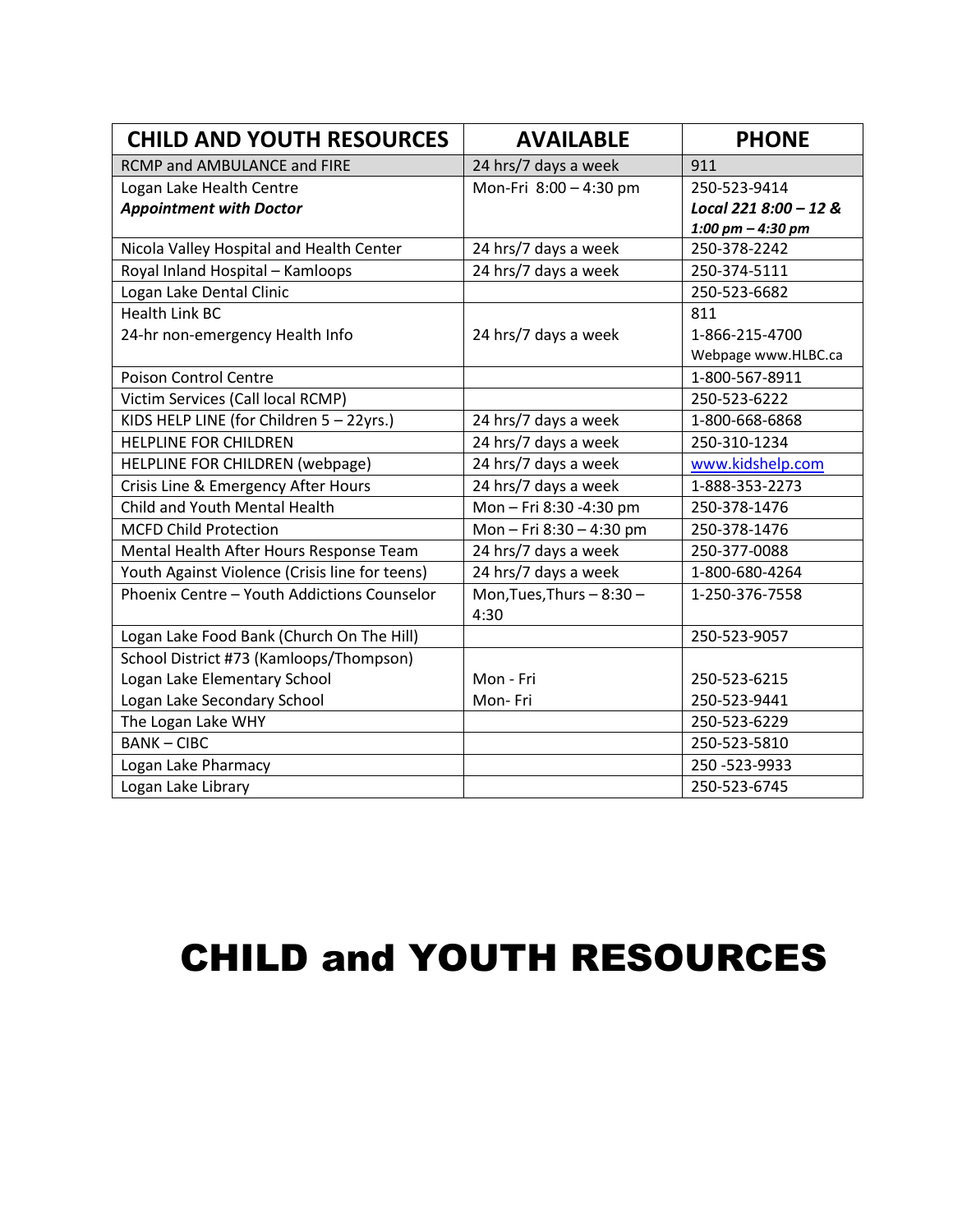| CHILD AND YOUTH RESOURCES | AVAILABLE | PHONE |
|---|---|---|
| RCMP and AMBULANCE and FIRE | 24 hrs/7 days a week | 911 |
| Logan Lake Health Centre<br>***Appointment with Doctor*** | Mon-Fri 8:00 – 4:30 pm | 250-523-9414<br>***Local 221 8:00 – 12 & 1:00 pm – 4:30 pm*** |
| Nicola Valley Hospital and Health Center | 24 hrs/7 days a week | 250-378-2242 |
| Royal Inland Hospital – Kamloops | 24 hrs/7 days a week | 250-374-5111 |
| Logan Lake Dental Clinic | | 250-523-6682 |
| Health Link BC<br>24-hr non-emergency Health Info | 24 hrs/7 days a week | 811<br>1-866-215-4700<br>Webpage www.HLBC.ca |
| Poison Control Centre | | 1-800-567-8911 |
| Victim Services (Call local RCMP) | | 250-523-6222 |
| KIDS HELP LINE (for Children 5 – 22yrs.) | 24 hrs/7 days a week | 1-800-668-6868 |
| HELPLINE FOR CHILDREN | 24 hrs/7 days a week | 250-310-1234 |
| HELPLINE FOR CHILDREN (webpage) | 24 hrs/7 days a week | www.kidshelp.com |
| Crisis Line & Emergency After Hours | 24 hrs/7 days a week | 1-888-353-2273 |
| Child and Youth Mental Health | Mon – Fri 8:30 -4:30 pm | 250-378-1476 |
| MCFD Child Protection | Mon – Fri 8:30 – 4:30 pm | 250-378-1476 |
| Mental Health After Hours Response Team | 24 hrs/7 days a week | 250-377-0088 |
| Youth Against Violence (Crisis line for teens) | 24 hrs/7 days a week | 1-800-680-4264 |
| Phoenix Centre – Youth Addictions Counselor | Mon,Tues,Thurs – 8:30 – 4:30 | 1-250-376-7558 |
| Logan Lake Food Bank (Church On The Hill) | | 250-523-9057 |
| School District #73 (Kamloops/Thompson)<br>Logan Lake Elementary School<br>Logan Lake Secondary School | <br>Mon - Fri<br>Mon- Fri | <br>250-523-6215<br>250-523-9441 |
| The Logan Lake WHY | | 250-523-6229 |
| BANK – CIBC | | 250-523-5810 |
| Logan Lake Pharmacy | | 250 -523-9933 |
| Logan Lake Library | | 250-523-6745 |

# CHILD and YOUTH RESOURCES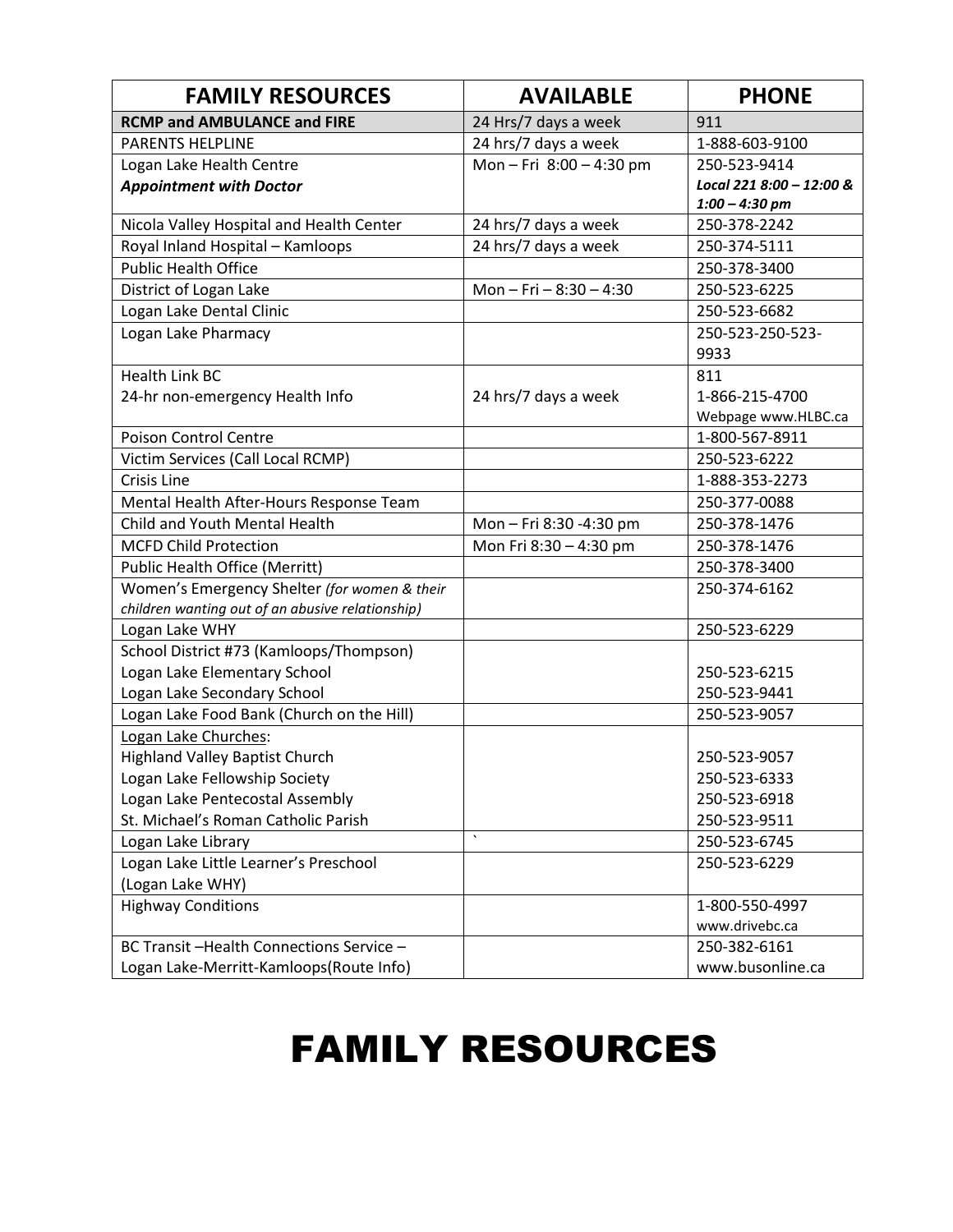| FAMILY RESOURCES | AVAILABLE | PHONE |
|---|---|---|
| **RCMP and AMBULANCE and FIRE** | 24 Hrs/7 days a week | 911 |
| PARENTS HELPLINE | 24 hrs/7 days a week | 1-888-603-9100 |
| Logan Lake Health Centre<br>***Appointment with Doctor*** | Mon – Fri 8:00 – 4:30 pm | 250-523-9414<br>***Local 221 8:00 – 12:00 & 1:00 – 4:30 pm*** |
| Nicola Valley Hospital and Health Center | 24 hrs/7 days a week | 250-378-2242 |
| Royal Inland Hospital – Kamloops | 24 hrs/7 days a week | 250-374-5111 |
| Public Health Office | | 250-378-3400 |
| District of Logan Lake | Mon – Fri – 8:30 – 4:30 | 250-523-6225 |
| Logan Lake Dental Clinic | | 250-523-6682 |
| Logan Lake Pharmacy | | 250-523-250-523-9933 |
| Health Link BC<br>24-hr non-emergency Health Info | 24 hrs/7 days a week | 811<br>1-866-215-4700<br>Webpage www.HLBC.ca |
| Poison Control Centre | | 1-800-567-8911 |
| Victim Services (Call Local RCMP) | | 250-523-6222 |
| Crisis Line | | 1-888-353-2273 |
| Mental Health After-Hours Response Team | | 250-377-0088 |
| Child and Youth Mental Health | Mon – Fri 8:30 -4:30 pm | 250-378-1476 |
| MCFD Child Protection | Mon Fri 8:30 – 4:30 pm | 250-378-1476 |
| Public Health Office (Merritt) | | 250-378-3400 |
| Women's Emergency Shelter *(for women & their children wanting out of an abusive relationship)* | | 250-374-6162 |
| Logan Lake WHY | | 250-523-6229 |
| School District #73 (Kamloops/Thompson)<br>Logan Lake Elementary School<br>Logan Lake Secondary School | | <br>250-523-6215<br>250-523-9441 |
| Logan Lake Food Bank (Church on the Hill) | | 250-523-9057 |
| Logan Lake Churches:<br>Highland Valley Baptist Church<br>Logan Lake Fellowship Society<br>Logan Lake Pentecostal Assembly<br>St. Michael's Roman Catholic Parish | | <br>250-523-9057<br>250-523-6333<br>250-523-6918<br>250-523-9511 |
| Logan Lake Library | ` | 250-523-6745 |
| Logan Lake Little Learner's Preschool (Logan Lake WHY) | | 250-523-6229 |
| Highway Conditions | | 1-800-550-4997<br>www.drivebc.ca |
| BC Transit –Health Connections Service – Logan Lake-Merritt-Kamloops(Route Info) | | 250-382-6161<br>www.busonline.ca |

# FAMILY RESOURCES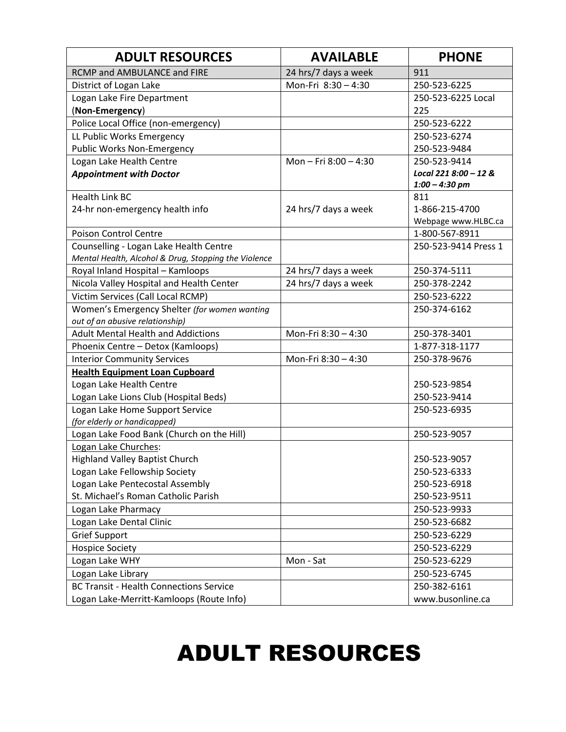| ADULT RESOURCES | AVAILABLE | PHONE |
|---|---|---|
| RCMP and AMBULANCE and FIRE | 24 hrs/7 days a week | 911 |
| District of Logan Lake | Mon-Fri 8:30 – 4:30 | 250-523-6225 |
| Logan Lake Fire Department (**Non-Emergency**) | | 250-523-6225 Local 225 |
| Police Local Office (non-emergency) | | 250-523-6222 |
| LL Public Works Emergency<br>Public Works Non-Emergency | | 250-523-6274<br>250-523-9484 |
| Logan Lake Health Centre<br>***Appointment with Doctor*** | Mon – Fri 8:00 – 4:30 | 250-523-9414<br>*Local 221 8:00 – 12 & 1:00 – 4:30 pm* |
| Health Link BC<br>24-hr non-emergency health info | 24 hrs/7 days a week | 811<br>1-866-215-4700<br>Webpage www.HLBC.ca |
| Poison Control Centre | | 1-800-567-8911 |
| Counselling - Logan Lake Health Centre<br>*Mental Health, Alcohol & Drug, Stopping the Violence* | | 250-523-9414 Press 1 |
| Royal Inland Hospital – Kamloops | 24 hrs/7 days a week | 250-374-5111 |
| Nicola Valley Hospital and Health Center | 24 hrs/7 days a week | 250-378-2242 |
| Victim Services (Call Local RCMP) | | 250-523-6222 |
| Women's Emergency Shelter *(for women wanting out of an abusive relationship)* | | 250-374-6162 |
| Adult Mental Health and Addictions | Mon-Fri 8:30 – 4:30 | 250-378-3401 |
| Phoenix Centre – Detox (Kamloops) | | 1-877-318-1177 |
| Interior Community Services | Mon-Fri 8:30 – 4:30 | 250-378-9676 |
| **Health Equipment Loan Cupboard**<br>Logan Lake Health Centre<br>Logan Lake Lions Club (Hospital Beds) | | <br>250-523-9854<br>250-523-9414 |
| Logan Lake Home Support Service<br>*(for elderly or handicapped)* | | 250-523-6935 |
| Logan Lake Food Bank (Church on the Hill) | | 250-523-9057 |
| Logan Lake Churches:<br>Highland Valley Baptist Church<br>Logan Lake Fellowship Society<br>Logan Lake Pentecostal Assembly<br>St. Michael's Roman Catholic Parish | | <br>250-523-9057<br>250-523-6333<br>250-523-6918<br>250-523-9511 |
| Logan Lake Pharmacy | | 250-523-9933 |
| Logan Lake Dental Clinic | | 250-523-6682 |
| Grief Support | | 250-523-6229 |
| Hospice Society | | 250-523-6229 |
| Logan Lake WHY | Mon - Sat | 250-523-6229 |
| Logan Lake Library | | 250-523-6745 |
| BC Transit - Health Connections Service<br>Logan Lake-Merritt-Kamloops (Route Info) | | 250-382-6161<br>www.busonline.ca |

# ADULT RESOURCES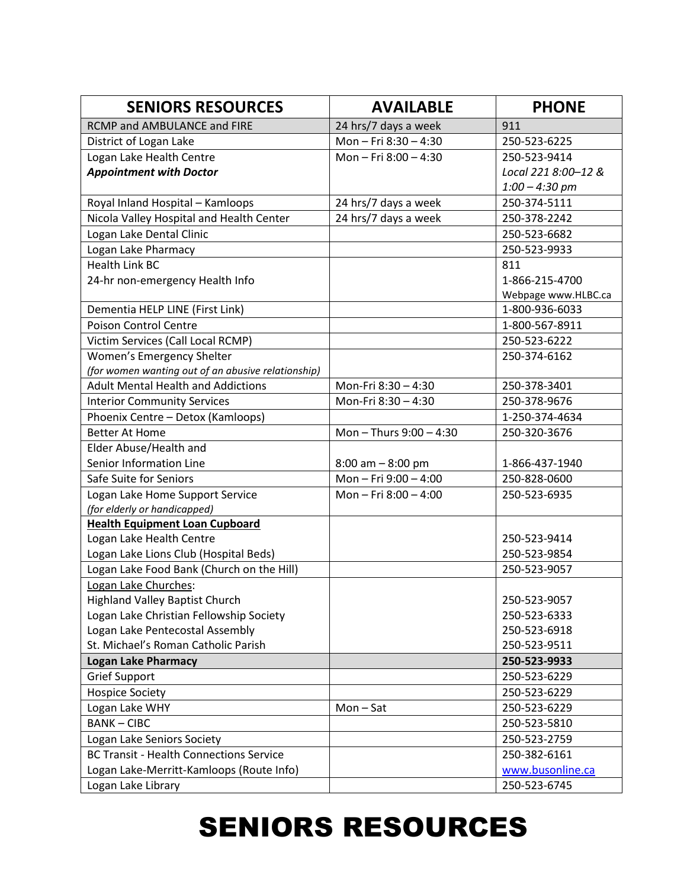| SENIORS RESOURCES | AVAILABLE | PHONE |
|---|---|---|
| RCMP and AMBULANCE and FIRE | 24 hrs/7 days a week | 911 |
| District of Logan Lake | Mon – Fri 8:30 – 4:30 | 250-523-6225 |
| Logan Lake Health Centre<br>***Appointment with Doctor*** | Mon – Fri 8:00 – 4:30 | 250-523-9414<br>*Local 221 8:00–12 & 1:00 – 4:30 pm* |
| Royal Inland Hospital – Kamloops | 24 hrs/7 days a week | 250-374-5111 |
| Nicola Valley Hospital and Health Center | 24 hrs/7 days a week | 250-378-2242 |
| Logan Lake Dental Clinic | | 250-523-6682 |
| Logan Lake Pharmacy | | 250-523-9933 |
| Health Link BC<br>24-hr non-emergency Health Info | | 811<br>1-866-215-4700<br>Webpage www.HLBC.ca |
| Dementia HELP LINE (First Link) | | 1-800-936-6033 |
| Poison Control Centre | | 1-800-567-8911 |
| Victim Services (Call Local RCMP) | | 250-523-6222 |
| Women's Emergency Shelter<br>*(for women wanting out of an abusive relationship)* | | 250-374-6162 |
| Adult Mental Health and Addictions | Mon-Fri 8:30 – 4:30 | 250-378-3401 |
| Interior Community Services | Mon-Fri 8:30 – 4:30 | 250-378-9676 |
| Phoenix Centre – Detox (Kamloops) | | 1-250-374-4634 |
| Better At Home | Mon – Thurs 9:00 – 4:30 | 250-320-3676 |
| Elder Abuse/Health and<br>Senior Information Line | 8:00 am – 8:00 pm | 1-866-437-1940 |
| Safe Suite for Seniors | Mon – Fri 9:00 – 4:00 | 250-828-0600 |
| Logan Lake Home Support Service<br>*(for elderly or handicapped)* | Mon – Fri 8:00 – 4:00 | 250-523-6935 |
| **Health Equipment Loan Cupboard**<br>Logan Lake Health Centre<br>Logan Lake Lions Club (Hospital Beds) | | <br>250-523-9414<br>250-523-9854 |
| Logan Lake Food Bank (Church on the Hill) | | 250-523-9057 |
| Logan Lake Churches:<br>Highland Valley Baptist Church<br>Logan Lake Christian Fellowship Society<br>Logan Lake Pentecostal Assembly<br>St. Michael's Roman Catholic Parish | | <br>250-523-9057<br>250-523-6333<br>250-523-6918<br>250-523-9511 |
| **Logan Lake Pharmacy** | | **250-523-9933** |
| Grief Support | | 250-523-6229 |
| Hospice Society | | 250-523-6229 |
| Logan Lake WHY | Mon – Sat | 250-523-6229 |
| BANK – CIBC | | 250-523-5810 |
| Logan Lake Seniors Society | | 250-523-2759 |
| BC Transit - Health Connections Service<br>Logan Lake-Merritt-Kamloops (Route Info) | | 250-382-6161<br>www.busonline.ca |
| Logan Lake Library | | 250-523-6745 |

# SENIORS RESOURCES